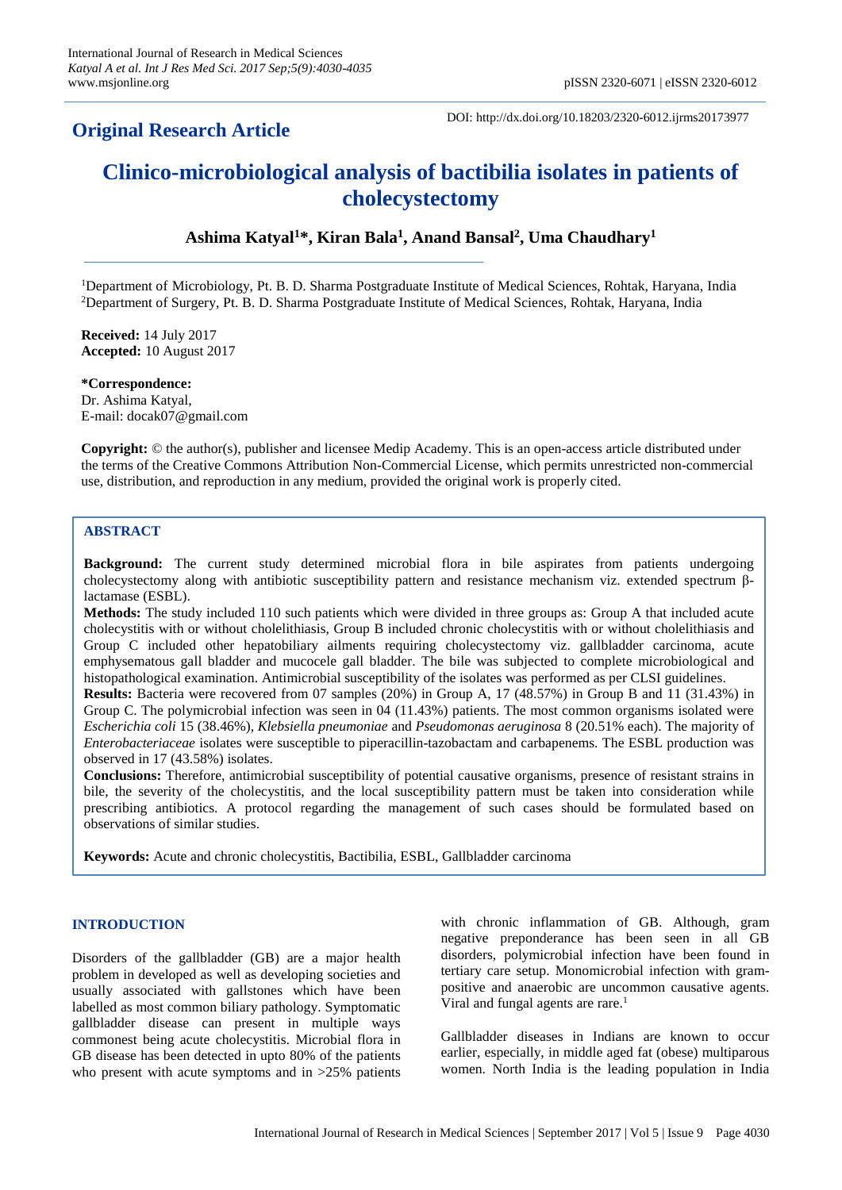## Original Research Article

DOI: http://dx.doi.org/10.18203/2320-6012.ijrms20173977

# Clinico-microbiological analysis of bactibilia isolates in patients of cholecystectomy

**Ashima Katyal[1]*, Kiran Bala[1], Anand Bansal[2], Uma Chaudhary[1]**

[1]Department of Microbiology, Pt. B. D. Sharma Postgraduate Institute of Medical Sciences, Rohtak, Haryana, India
[2]Department of Surgery, Pt. B. D. Sharma Postgraduate Institute of Medical Sciences, Rohtak, Haryana, India

**Received:** 14 July 2017
**Accepted:** 10 August 2017

**\*Correspondence:**
Dr. Ashima Katyal,
E-mail: docak07@gmail.com

**Copyright:** © the author(s), publisher and licensee Medip Academy. This is an open-access article distributed under the terms of the Creative Commons Attribution Non-Commercial License, which permits unrestricted non-commercial use, distribution, and reproduction in any medium, provided the original work is properly cited.

## ABSTRACT

**Background:** The current study determined microbial flora in bile aspirates from patients undergoing cholecystectomy along with antibiotic susceptibility pattern and resistance mechanism viz. extended spectrum β-lactamase (ESBL).

**Methods:** The study included 110 such patients which were divided in three groups as: Group A that included acute cholecystitis with or without cholelithiasis, Group B included chronic cholecystitis with or without cholelithiasis and Group C included other hepatobiliary ailments requiring cholecystectomy viz. gallbladder carcinoma, acute emphysematous gall bladder and mucocele gall bladder. The bile was subjected to complete microbiological and histopathological examination. Antimicrobial susceptibility of the isolates was performed as per CLSI guidelines.

**Results:** Bacteria were recovered from 07 samples (20%) in Group A, 17 (48.57%) in Group B and 11 (31.43%) in Group C. The polymicrobial infection was seen in 04 (11.43%) patients. The most common organisms isolated were *Escherichia coli* 15 (38.46%), *Klebsiella pneumoniae* and *Pseudomonas aeruginosa* 8 (20.51% each). The majority of *Enterobacteriaceae* isolates were susceptible to piperacillin-tazobactam and carbapenems. The ESBL production was observed in 17 (43.58%) isolates.

**Conclusions:** Therefore, antimicrobial susceptibility of potential causative organisms, presence of resistant strains in bile, the severity of the cholecystitis, and the local susceptibility pattern must be taken into consideration while prescribing antibiotics. A protocol regarding the management of such cases should be formulated based on observations of similar studies.

**Keywords:** Acute and chronic cholecystitis, Bactibilia, ESBL, Gallbladder carcinoma

## INTRODUCTION

Disorders of the gallbladder (GB) are a major health problem in developed as well as developing societies and usually associated with gallstones which have been labelled as most common biliary pathology. Symptomatic gallbladder disease can present in multiple ways commonest being acute cholecystitis. Microbial flora in GB disease has been detected in upto 80% of the patients who present with acute symptoms and in >25% patients with chronic inflammation of GB. Although, gram negative preponderance has been seen in all GB disorders, polymicrobial infection have been found in tertiary care setup. Monomicrobial infection with gram-positive and anaerobic are uncommon causative agents. Viral and fungal agents are rare.[1]

Gallbladder diseases in Indians are known to occur earlier, especially, in middle aged fat (obese) multiparous women. North India is the leading population in India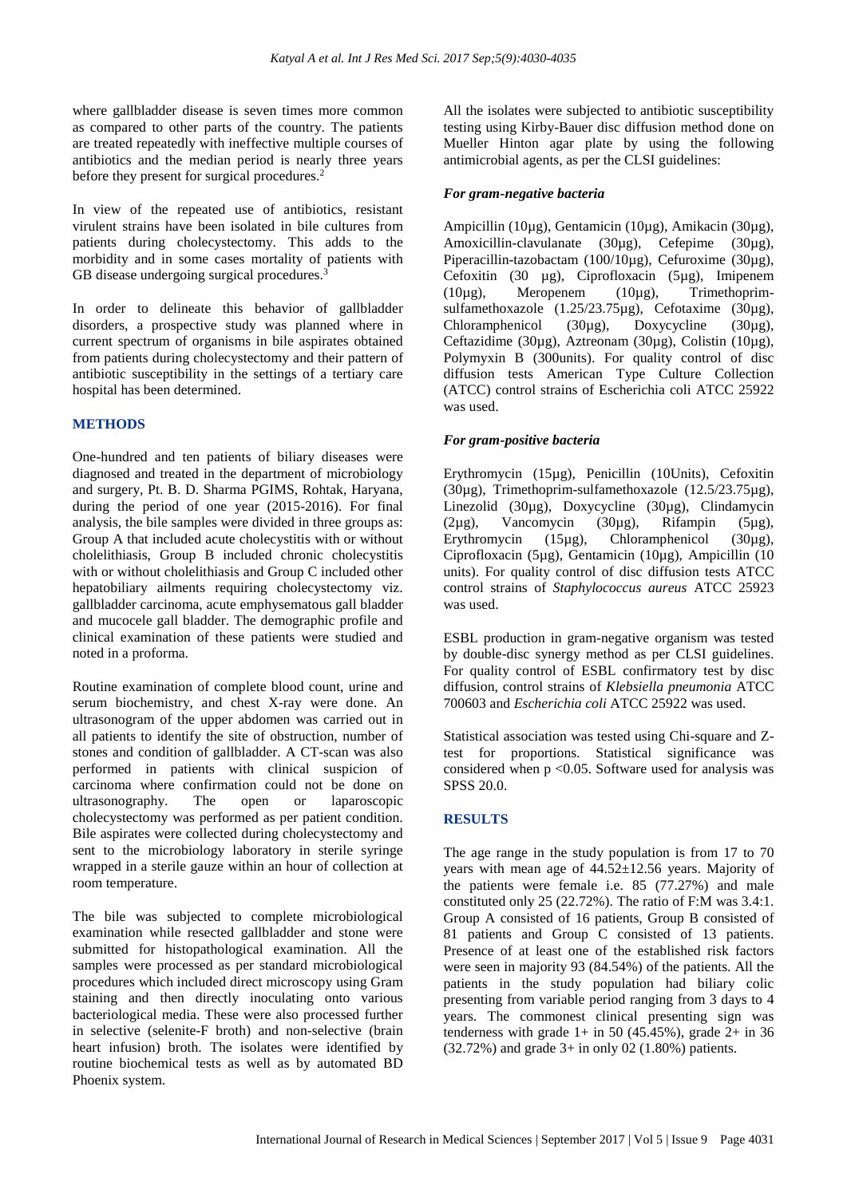where gallbladder disease is seven times more common as compared to other parts of the country. The patients are treated repeatedly with ineffective multiple courses of antibiotics and the median period is nearly three years before they present for surgical procedures.[2]

In view of the repeated use of antibiotics, resistant virulent strains have been isolated in bile cultures from patients during cholecystectomy. This adds to the morbidity and in some cases mortality of patients with GB disease undergoing surgical procedures.[3]

In order to delineate this behavior of gallbladder disorders, a prospective study was planned where in current spectrum of organisms in bile aspirates obtained from patients during cholecystectomy and their pattern of antibiotic susceptibility in the settings of a tertiary care hospital has been determined.

## METHODS

One-hundred and ten patients of biliary diseases were diagnosed and treated in the department of microbiology and surgery, Pt. B. D. Sharma PGIMS, Rohtak, Haryana, during the period of one year (2015-2016). For final analysis, the bile samples were divided in three groups as: Group A that included acute cholecystitis with or without cholelithiasis, Group B included chronic cholecystitis with or without cholelithiasis and Group C included other hepatobiliary ailments requiring cholecystectomy viz. gallbladder carcinoma, acute emphysematous gall bladder and mucocele gall bladder. The demographic profile and clinical examination of these patients were studied and noted in a proforma.

Routine examination of complete blood count, urine and serum biochemistry, and chest X-ray were done. An ultrasonogram of the upper abdomen was carried out in all patients to identify the site of obstruction, number of stones and condition of gallbladder. A CT-scan was also performed in patients with clinical suspicion of carcinoma where confirmation could not be done on ultrasonography. The open or laparoscopic cholecystectomy was performed as per patient condition. Bile aspirates were collected during cholecystectomy and sent to the microbiology laboratory in sterile syringe wrapped in a sterile gauze within an hour of collection at room temperature.

The bile was subjected to complete microbiological examination while resected gallbladder and stone were submitted for histopathological examination. All the samples were processed as per standard microbiological procedures which included direct microscopy using Gram staining and then directly inoculating onto various bacteriological media. These were also processed further in selective (selenite-F broth) and non-selective (brain heart infusion) broth. The isolates were identified by routine biochemical tests as well as by automated BD Phoenix system.

All the isolates were subjected to antibiotic susceptibility testing using Kirby-Bauer disc diffusion method done on Mueller Hinton agar plate by using the following antimicrobial agents, as per the CLSI guidelines:

### *For gram-negative bacteria*

Ampicillin (10µg), Gentamicin (10µg), Amikacin (30µg), Amoxicillin-clavulanate (30µg), Cefepime (30µg), Piperacillin-tazobactam (100/10µg), Cefuroxime (30µg), Cefoxitin (30 µg), Ciprofloxacin (5µg), Imipenem (10µg), Meropenem (10µg), Trimethoprim-sulfamethoxazole (1.25/23.75µg), Cefotaxime (30µg), Chloramphenicol (30µg), Doxycycline (30µg), Ceftazidime (30µg), Aztreonam (30µg), Colistin (10µg), Polymyxin B (300units). For quality control of disc diffusion tests American Type Culture Collection (ATCC) control strains of Escherichia coli ATCC 25922 was used.

### *For gram-positive bacteria*

Erythromycin (15µg), Penicillin (10Units), Cefoxitin (30µg), Trimethoprim-sulfamethoxazole (12.5/23.75µg), Linezolid (30µg), Doxycycline (30µg), Clindamycin (2µg), Vancomycin (30µg), Rifampin (5µg), Erythromycin (15µg), Chloramphenicol (30µg), Ciprofloxacin (5µg), Gentamicin (10µg), Ampicillin (10 units). For quality control of disc diffusion tests ATCC control strains of *Staphylococcus aureus* ATCC 25923 was used.

ESBL production in gram-negative organism was tested by double-disc synergy method as per CLSI guidelines. For quality control of ESBL confirmatory test by disc diffusion, control strains of *Klebsiella pneumonia* ATCC 700603 and *Escherichia coli* ATCC 25922 was used.

Statistical association was tested using Chi-square and Z-test for proportions. Statistical significance was considered when $p < 0.05$. Software used for analysis was SPSS 20.0.

## RESULTS

The age range in the study population is from 17 to 70 years with mean age of 44.52±12.56 years. Majority of the patients were female i.e. 85 (77.27%) and male constituted only 25 (22.72%). The ratio of F:M was 3.4:1. Group A consisted of 16 patients, Group B consisted of 81 patients and Group C consisted of 13 patients. Presence of at least one of the established risk factors were seen in majority 93 (84.54%) of the patients. All the patients in the study population had biliary colic presenting from variable period ranging from 3 days to 4 years. The commonest clinical presenting sign was tenderness with grade 1+ in 50 (45.45%), grade 2+ in 36 (32.72%) and grade 3+ in only 02 (1.80%) patients.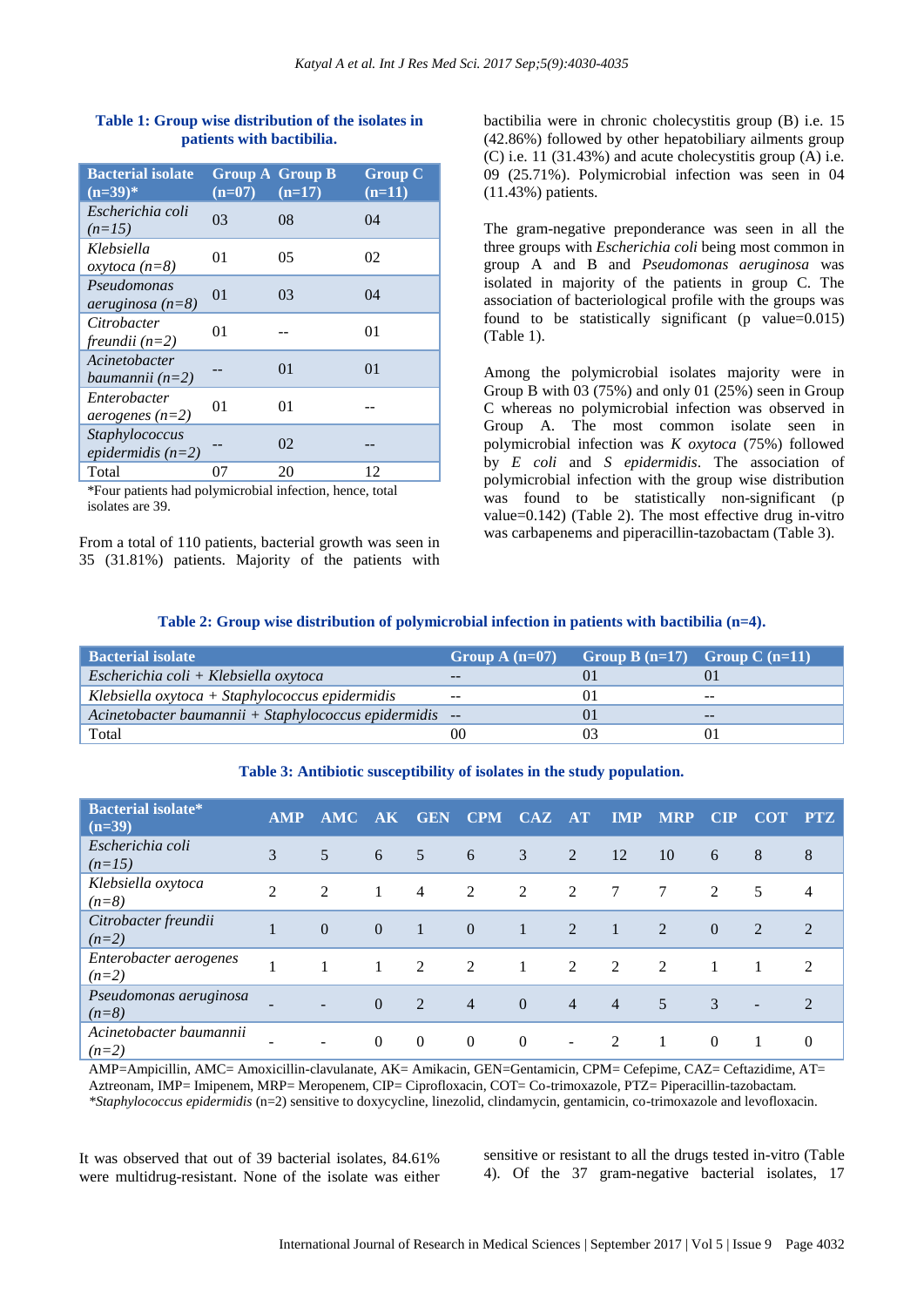**Table 1: Group wise distribution of the isolates in patients with bactibilia.**

| Bacterial isolate (n=39)* | Group A (n=07) | Group B (n=17) | Group C (n=11) |
|---|---|---|---|
| *Escherichia coli (n=15)* | 03 | 08 | 04 |
| *Klebsiella oxytoca (n=8)* | 01 | 05 | 02 |
| *Pseudomonas aeruginosa (n=8)* | 01 | 03 | 04 |
| *Citrobacter freundii (n=2)* | 01 | -- | 01 |
| *Acinetobacter baumannii (n=2)* | -- | 01 | 01 |
| *Enterobacter aerogenes (n=2)* | 01 | 01 | -- |
| *Staphylococcus epidermidis (n=2)* | -- | 02 | -- |
| Total | 07 | 20 | 12 |

*Four patients had polymicrobial infection, hence, total isolates are 39.

From a total of 110 patients, bacterial growth was seen in 35 (31.81%) patients. Majority of the patients with bactibilia were in chronic cholecystitis group (B) i.e. 15 (42.86%) followed by other hepatobiliary ailments group (C) i.e. 11 (31.43%) and acute cholecystitis group (A) i.e. 09 (25.71%). Polymicrobial infection was seen in 04 (11.43%) patients.

The gram-negative preponderance was seen in all the three groups with *Escherichia coli* being most common in group A and B and *Pseudomonas aeruginosa* was isolated in majority of the patients in group C. The association of bacteriological profile with the groups was found to be statistically significant (p value=0.015) (Table 1).

Among the polymicrobial isolates majority were in Group B with 03 (75%) and only 01 (25%) seen in Group C whereas no polymicrobial infection was observed in Group A. The most common isolate seen in polymicrobial infection was *K oxytoca* (75%) followed by *E coli* and *S epidermidis*. The association of polymicrobial infection with the group wise distribution was found to be statistically non-significant (p value=0.142) (Table 2). The most effective drug in-vitro was carbapenems and piperacillin-tazobactam (Table 3).

**Table 2: Group wise distribution of polymicrobial infection in patients with bactibilia (n=4).**

| Bacterial isolate | Group A (n=07) | Group B (n=17) | Group C (n=11) |
|---|---|---|---|
| *Escherichia coli + Klebsiella oxytoca* | -- | 01 | 01 |
| *Klebsiella oxytoca + Staphylococcus epidermidis* | -- | 01 | -- |
| *Acinetobacter baumannii + Staphylococcus epidermidis* | -- | 01 | -- |
| Total | 00 | 03 | 01 |

**Table 3: Antibiotic susceptibility of isolates in the study population.**

| Bacterial isolate* (n=39) | AMP | AMC | AK | GEN | CPM | CAZ | AT | IMP | MRP | CIP | COT | PTZ |
|---|---|---|---|---|---|---|---|---|---|---|---|---|
| *Escherichia coli (n=15)* | 3 | 5 | 6 | 5 | 6 | 3 | 2 | 12 | 10 | 6 | 8 | 8 |
| *Klebsiella oxytoca (n=8)* | 2 | 2 | 1 | 4 | 2 | 2 | 2 | 7 | 7 | 2 | 5 | 4 |
| *Citrobacter freundii (n=2)* | 1 | 0 | 0 | 1 | 0 | 1 | 2 | 1 | 2 | 0 | 2 | 2 |
| *Enterobacter aerogenes (n=2)* | 1 | 1 | 1 | 2 | 2 | 1 | 2 | 2 | 2 | 1 | 1 | 2 |
| *Pseudomonas aeruginosa (n=8)* | - | - | 0 | 2 | 4 | 0 | 4 | 4 | 5 | 3 | - | 2 |
| *Acinetobacter baumannii (n=2)* | - | - | 0 | 0 | 0 | 0 | - | 2 | 1 | 0 | 1 | 0 |

AMP=Ampicillin, AMC= Amoxicillin-clavulanate, AK= Amikacin, GEN=Gentamicin, CPM= Cefepime, CAZ= Ceftazidime, AT= Aztreonam, IMP= Imipenem, MRP= Meropenem, CIP= Ciprofloxacin, COT= Co-trimoxazole, PTZ= Piperacillin-tazobactam. **Staphylococcus epidermidis* (n=2) sensitive to doxycycline, linezolid, clindamycin, gentamicin, co-trimoxazole and levofloxacin.

It was observed that out of 39 bacterial isolates, 84.61% were multidrug-resistant. None of the isolate was either sensitive or resistant to all the drugs tested in-vitro (Table 4). Of the 37 gram-negative bacterial isolates, 17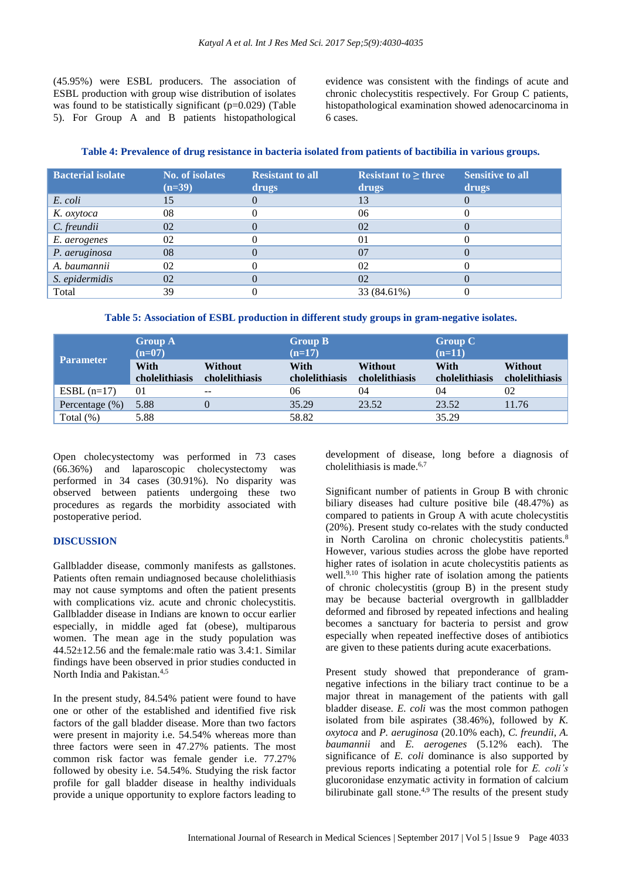(45.95%) were ESBL producers. The association of ESBL production with group wise distribution of isolates was found to be statistically significant (p=0.029) (Table 5). For Group A and B patients histopathological evidence was consistent with the findings of acute and chronic cholecystitis respectively. For Group C patients, histopathological examination showed adenocarcinoma in 6 cases.

**Table 4: Prevalence of drug resistance in bacteria isolated from patients of bactibilia in various groups.**

| Bacterial isolate | No. of isolates (n=39) | Resistant to all drugs | Resistant to ≥ three drugs | Sensitive to all drugs |
|---|---|---|---|---|
| *E. coli* | 15 | 0 | 13 | 0 |
| *K. oxytoca* | 08 | 0 | 06 | 0 |
| *C. freundii* | 02 | 0 | 02 | 0 |
| *E. aerogenes* | 02 | 0 | 01 | 0 |
| *P. aeruginosa* | 08 | 0 | 07 | 0 |
| *A. baumannii* | 02 | 0 | 02 | 0 |
| *S. epidermidis* | 02 | 0 | 02 | 0 |
| Total | 39 | 0 | 33 (84.61%) | 0 |

**Table 5: Association of ESBL production in different study groups in gram-negative isolates.**

| Parameter | Group A (n=07) | | Group B (n=17) | | Group C (n=11) | |
|---|---|---|---|---|---|---|
| | With cholelithiasis | Without cholelithiasis | With cholelithiasis | Without cholelithiasis | With cholelithiasis | Without cholelithiasis |
| ESBL (n=17) | 01 | -- | 06 | 04 | 04 | 02 |
| Percentage (%) | 5.88 | 0 | 35.29 | 23.52 | 23.52 | 11.76 |
| Total (%) | 5.88 | | 58.82 | | 35.29 | |

Open cholecystectomy was performed in 73 cases (66.36%) and laparoscopic cholecystectomy was performed in 34 cases (30.91%). No disparity was observed between patients undergoing these two procedures as regards the morbidity associated with postoperative period.

## DISCUSSION

Gallbladder disease, commonly manifests as gallstones. Patients often remain undiagnosed because cholelithiasis may not cause symptoms and often the patient presents with complications viz. acute and chronic cholecystitis. Gallbladder disease in Indians are known to occur earlier especially, in middle aged fat (obese), multiparous women. The mean age in the study population was 44.52±12.56 and the female:male ratio was 3.4:1. Similar findings have been observed in prior studies conducted in North India and Pakistan.[4,5]

In the present study, 84.54% patient were found to have one or other of the established and identified five risk factors of the gall bladder disease. More than two factors were present in majority i.e. 54.54% whereas more than three factors were seen in 47.27% patients. The most common risk factor was female gender i.e. 77.27% followed by obesity i.e. 54.54%. Studying the risk factor profile for gall bladder disease in healthy individuals provide a unique opportunity to explore factors leading to development of disease, long before a diagnosis of cholelithiasis is made.[6,7]

Significant number of patients in Group B with chronic biliary diseases had culture positive bile (48.47%) as compared to patients in Group A with acute cholecystitis (20%). Present study co-relates with the study conducted in North Carolina on chronic cholecystitis patients.[8] However, various studies across the globe have reported higher rates of isolation in acute cholecystitis patients as well.[9,10] This higher rate of isolation among the patients of chronic cholecystitis (group B) in the present study may be because bacterial overgrowth in gallbladder deformed and fibrosed by repeated infections and healing becomes a sanctuary for bacteria to persist and grow especially when repeated ineffective doses of antibiotics are given to these patients during acute exacerbations.

Present study showed that preponderance of gram-negative infections in the biliary tract continue to be a major threat in management of the patients with gall bladder disease. *E. coli* was the most common pathogen isolated from bile aspirates (38.46%), followed by *K. oxytoca* and *P. aeruginosa* (20.10% each), *C. freundii*, *A. baumannii* and *E. aerogenes* (5.12% each). The significance of *E. coli* dominance is also supported by previous reports indicating a potential role for *E. coli's* glucoronidase enzymatic activity in formation of calcium bilirubinate gall stone.[4,9] The results of the present study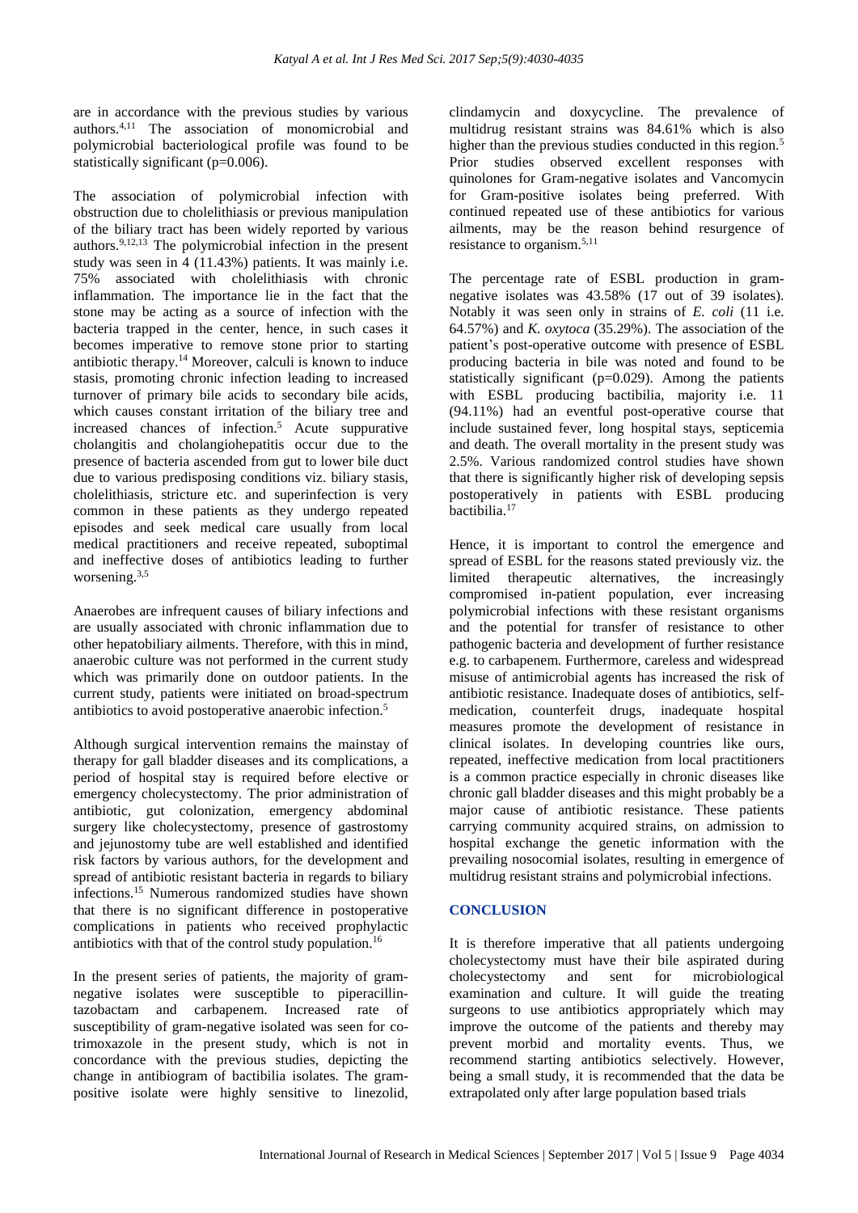are in accordance with the previous studies by various authors.[4,11] The association of monomicrobial and polymicrobial bacteriological profile was found to be statistically significant (p=0.006).

The association of polymicrobial infection with obstruction due to cholelithiasis or previous manipulation of the biliary tract has been widely reported by various authors.[9,12,13] The polymicrobial infection in the present study was seen in 4 (11.43%) patients. It was mainly i.e. 75% associated with cholelithiasis with chronic inflammation. The importance lie in the fact that the stone may be acting as a source of infection with the bacteria trapped in the center, hence, in such cases it becomes imperative to remove stone prior to starting antibiotic therapy.[14] Moreover, calculi is known to induce stasis, promoting chronic infection leading to increased turnover of primary bile acids to secondary bile acids, which causes constant irritation of the biliary tree and increased chances of infection.[5] Acute suppurative cholangitis and cholangiohepatitis occur due to the presence of bacteria ascended from gut to lower bile duct due to various predisposing conditions viz. biliary stasis, cholelithiasis, stricture etc. and superinfection is very common in these patients as they undergo repeated episodes and seek medical care usually from local medical practitioners and receive repeated, suboptimal and ineffective doses of antibiotics leading to further worsening.[3,5]

Anaerobes are infrequent causes of biliary infections and are usually associated with chronic inflammation due to other hepatobiliary ailments. Therefore, with this in mind, anaerobic culture was not performed in the current study which was primarily done on outdoor patients. In the current study, patients were initiated on broad-spectrum antibiotics to avoid postoperative anaerobic infection.[5]

Although surgical intervention remains the mainstay of therapy for gall bladder diseases and its complications, a period of hospital stay is required before elective or emergency cholecystectomy. The prior administration of antibiotic, gut colonization, emergency abdominal surgery like cholecystectomy, presence of gastrostomy and jejunostomy tube are well established and identified risk factors by various authors, for the development and spread of antibiotic resistant bacteria in regards to biliary infections.[15] Numerous randomized studies have shown that there is no significant difference in postoperative complications in patients who received prophylactic antibiotics with that of the control study population.[16]

In the present series of patients, the majority of gram-negative isolates were susceptible to piperacillin-tazobactam and carbapenem. Increased rate of susceptibility of gram-negative isolated was seen for co-trimoxazole in the present study, which is not in concordance with the previous studies, depicting the change in antibiogram of bactibilia isolates. The gram-positive isolate were highly sensitive to linezolid, clindamycin and doxycycline. The prevalence of multidrug resistant strains was 84.61% which is also higher than the previous studies conducted in this region.[5] Prior studies observed excellent responses with quinolones for Gram-negative isolates and Vancomycin for Gram-positive isolates being preferred. With continued repeated use of these antibiotics for various ailments, may be the reason behind resurgence of resistance to organism.[5,11]

The percentage rate of ESBL production in gram-negative isolates was 43.58% (17 out of 39 isolates). Notably it was seen only in strains of *E. coli* (11 i.e. 64.57%) and *K. oxytoca* (35.29%). The association of the patient's post-operative outcome with presence of ESBL producing bacteria in bile was noted and found to be statistically significant (p=0.029). Among the patients with ESBL producing bactibilia, majority i.e. 11 (94.11%) had an eventful post-operative course that include sustained fever, long hospital stays, septicemia and death. The overall mortality in the present study was 2.5%. Various randomized control studies have shown that there is significantly higher risk of developing sepsis postoperatively in patients with ESBL producing bactibilia.[17]

Hence, it is important to control the emergence and spread of ESBL for the reasons stated previously viz. the limited therapeutic alternatives, the increasingly compromised in-patient population, ever increasing polymicrobial infections with these resistant organisms and the potential for transfer of resistance to other pathogenic bacteria and development of further resistance e.g. to carbapenem. Furthermore, careless and widespread misuse of antimicrobial agents has increased the risk of antibiotic resistance. Inadequate doses of antibiotics, self-medication, counterfeit drugs, inadequate hospital measures promote the development of resistance in clinical isolates. In developing countries like ours, repeated, ineffective medication from local practitioners is a common practice especially in chronic diseases like chronic gall bladder diseases and this might probably be a major cause of antibiotic resistance. These patients carrying community acquired strains, on admission to hospital exchange the genetic information with the prevailing nosocomial isolates, resulting in emergence of multidrug resistant strains and polymicrobial infections.

## CONCLUSION

It is therefore imperative that all patients undergoing cholecystectomy must have their bile aspirated during cholecystectomy and sent for microbiological examination and culture. It will guide the treating surgeons to use antibiotics appropriately which may improve the outcome of the patients and thereby may prevent morbid and mortality events. Thus, we recommend starting antibiotics selectively. However, being a small study, it is recommended that the data be extrapolated only after large population based trials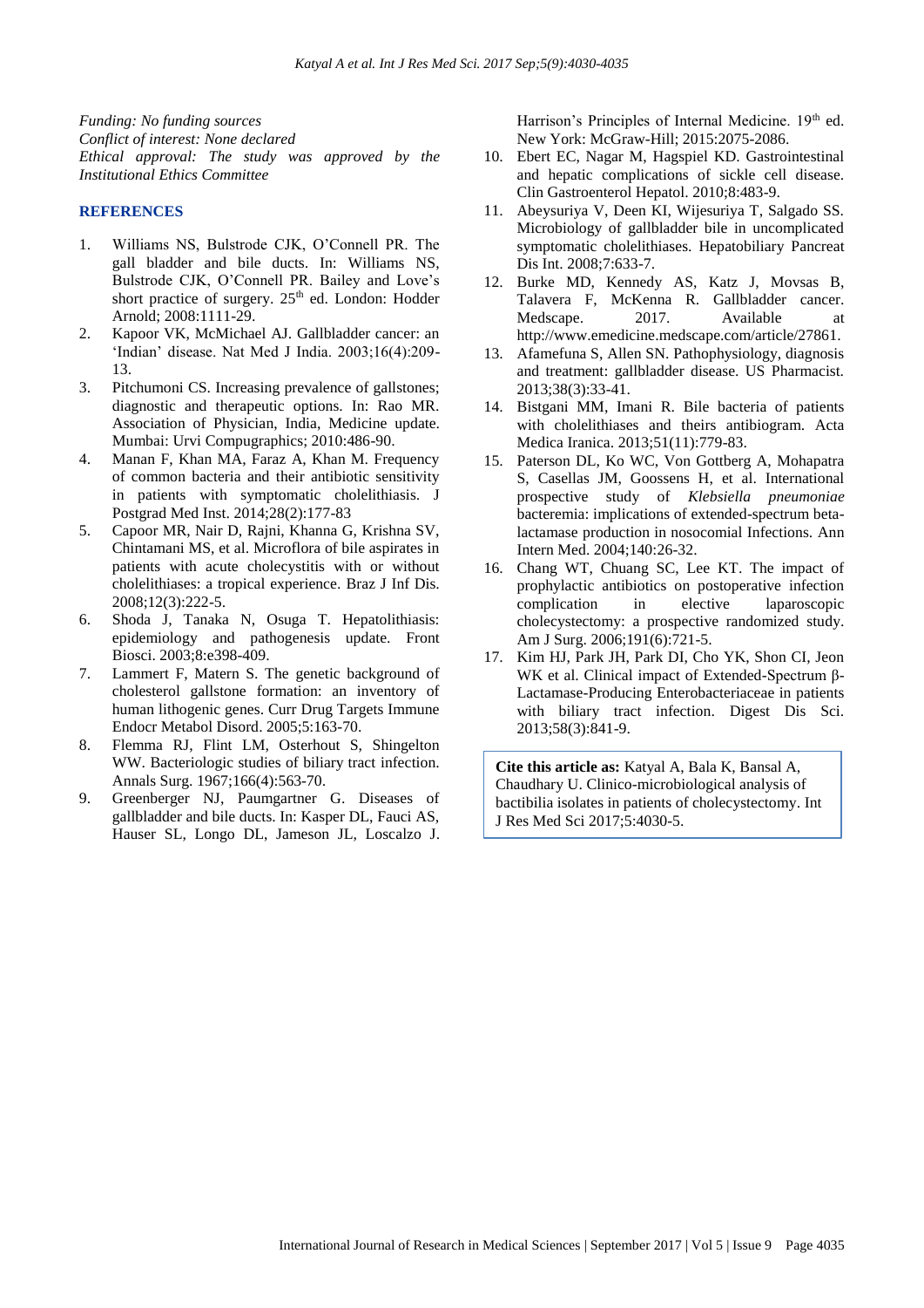*Funding: No funding sources*
*Conflict of interest: None declared*
*Ethical approval: The study was approved by the Institutional Ethics Committee*

## REFERENCES

1. Williams NS, Bulstrode CJK, O'Connell PR. The gall bladder and bile ducts. In: Williams NS, Bulstrode CJK, O'Connell PR. Bailey and Love's short practice of surgery. 25th ed. London: Hodder Arnold; 2008:1111-29.
2. Kapoor VK, McMichael AJ. Gallbladder cancer: an 'Indian' disease. Nat Med J India. 2003;16(4):209-13.
3. Pitchumoni CS. Increasing prevalence of gallstones; diagnostic and therapeutic options. In: Rao MR. Association of Physician, India, Medicine update. Mumbai: Urvi Compugraphics; 2010:486-90.
4. Manan F, Khan MA, Faraz A, Khan M. Frequency of common bacteria and their antibiotic sensitivity in patients with symptomatic cholelithiasis. J Postgrad Med Inst. 2014;28(2):177-83
5. Capoor MR, Nair D, Rajni, Khanna G, Krishna SV, Chintamani MS, et al. Microflora of bile aspirates in patients with acute cholecystitis with or without cholelithiases: a tropical experience. Braz J Inf Dis. 2008;12(3):222-5.
6. Shoda J, Tanaka N, Osuga T. Hepatolithiasis: epidemiology and pathogenesis update. Front Biosci. 2003;8:e398-409.
7. Lammert F, Matern S. The genetic background of cholesterol gallstone formation: an inventory of human lithogenic genes. Curr Drug Targets Immune Endocr Metabol Disord. 2005;5:163-70.
8. Flemma RJ, Flint LM, Osterhout S, Shingelton WW. Bacteriologic studies of biliary tract infection. Annals Surg. 1967;166(4):563-70.
9. Greenberger NJ, Paumgartner G. Diseases of gallbladder and bile ducts. In: Kasper DL, Fauci AS, Hauser SL, Longo DL, Jameson JL, Loscalzo J. Harrison's Principles of Internal Medicine. 19th ed. New York: McGraw-Hill; 2015:2075-2086.
10. Ebert EC, Nagar M, Hagspiel KD. Gastrointestinal and hepatic complications of sickle cell disease. Clin Gastroenterol Hepatol. 2010;8:483-9.
11. Abeysuriya V, Deen KI, Wijesuriya T, Salgado SS. Microbiology of gallbladder bile in uncomplicated symptomatic cholelithiases. Hepatobiliary Pancreat Dis Int. 2008;7:633-7.
12. Burke MD, Kennedy AS, Katz J, Movsas B, Talavera F, McKenna R. Gallbladder cancer. Medscape. 2017. Available at http://www.emedicine.medscape.com/article/27861.
13. Afamefuna S, Allen SN. Pathophysiology, diagnosis and treatment: gallbladder disease. US Pharmacist. 2013;38(3):33-41.
14. Bistgani MM, Imani R. Bile bacteria of patients with cholelithiases and theirs antibiogram. Acta Medica Iranica. 2013;51(11):779-83.
15. Paterson DL, Ko WC, Von Gottberg A, Mohapatra S, Casellas JM, Goossens H, et al. International prospective study of *Klebsiella pneumoniae* bacteremia: implications of extended-spectrum beta-lactamase production in nosocomial Infections. Ann Intern Med. 2004;140:26-32.
16. Chang WT, Chuang SC, Lee KT. The impact of prophylactic antibiotics on postoperative infection complication in elective laparoscopic cholecystectomy: a prospective randomized study. Am J Surg. 2006;191(6):721-5.
17. Kim HJ, Park JH, Park DI, Cho YK, Shon CI, Jeon WK et al. Clinical impact of Extended-Spectrum β-Lactamase-Producing Enterobacteriaceae in patients with biliary tract infection. Digest Dis Sci. 2013;58(3):841-9.

**Cite this article as:** Katyal A, Bala K, Bansal A, Chaudhary U. Clinico-microbiological analysis of bactibilia isolates in patients of cholecystectomy. Int J Res Med Sci 2017;5:4030-5.